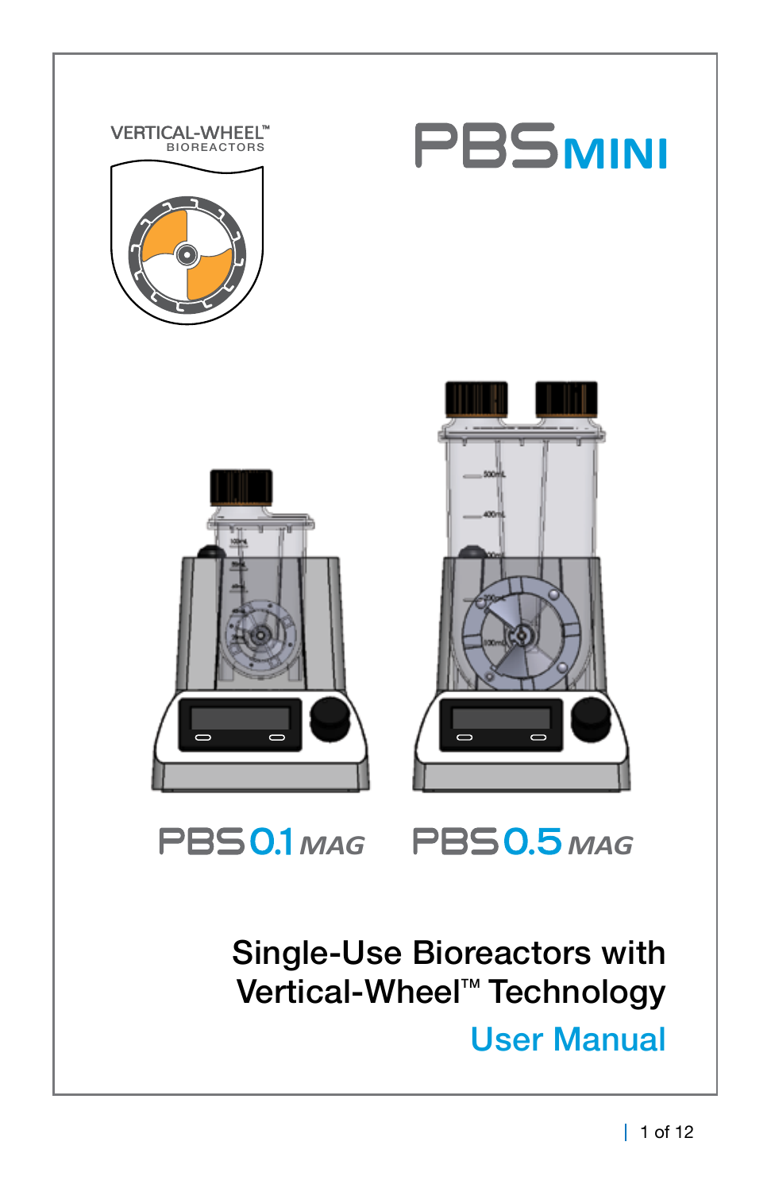VERTICAL-WHEEL™
BIOREACTORS

# PBS MINI

PBS 0.1 *MAG*

PBS 0.5 *MAG*

## Single-Use Bioreactors with Vertical-Wheel™ Technology

## User Manual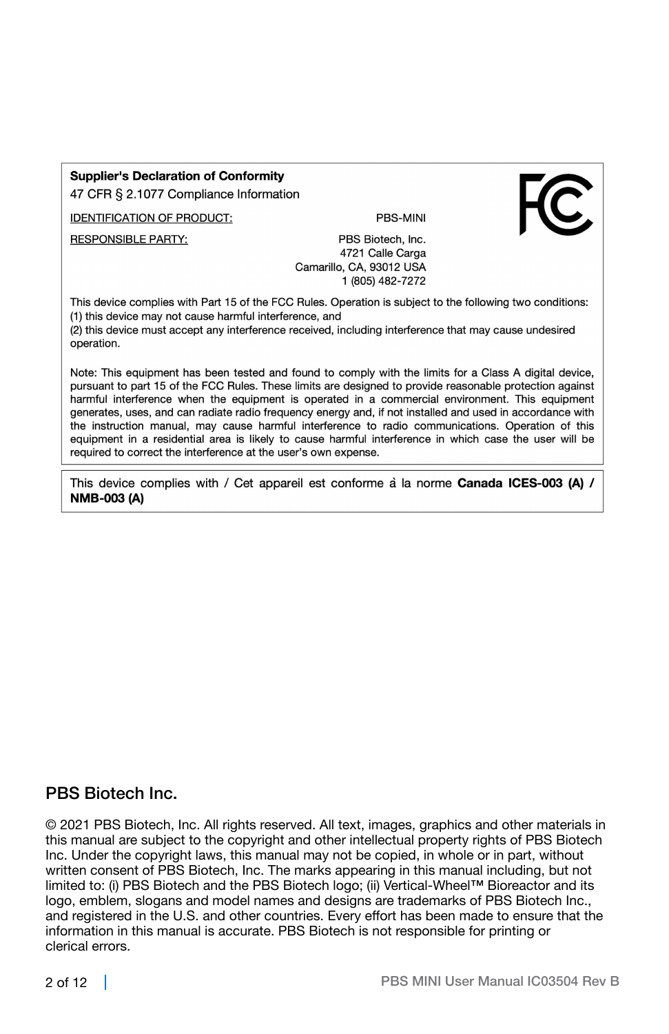**Supplier's Declaration of Conformity**

47 CFR § 2.1077 Compliance Information

| IDENTIFICATION OF PRODUCT: | PBS-MINI |
| --- | --- |
| RESPONSIBLE PARTY: | PBS Biotech, Inc.<br>4721 Calle Carga<br>Camarillo, CA, 93012 USA<br>1 (805) 482-7272 |

This device complies with Part 15 of the FCC Rules. Operation is subject to the following two conditions:
(1) this device may not cause harmful interference, and
(2) this device must accept any interference received, including interference that may cause undesired operation.

Note: This equipment has been tested and found to comply with the limits for a Class A digital device, pursuant to part 15 of the FCC Rules. These limits are designed to provide reasonable protection against harmful interference when the equipment is operated in a commercial environment. This equipment generates, uses, and can radiate radio frequency energy and, if not installed and used in accordance with the instruction manual, may cause harmful interference to radio communications. Operation of this equipment in a residential area is likely to cause harmful interference in which case the user will be required to correct the interference at the user's own expense.

This device complies with / Cet appareil est conforme à la norme **Canada ICES-003 (A) / NMB-003 (A)**

## PBS Biotech Inc.

© 2021 PBS Biotech, Inc. All rights reserved. All text, images, graphics and other materials in this manual are subject to the copyright and other intellectual property rights of PBS Biotech Inc. Under the copyright laws, this manual may not be copied, in whole or in part, without written consent of PBS Biotech, Inc. The marks appearing in this manual including, but not limited to: (i) PBS Biotech and the PBS Biotech logo; (ii) Vertical-Wheel™ Bioreactor and its logo, emblem, slogans and model names and designs are trademarks of PBS Biotech Inc., and registered in the U.S. and other countries. Every effort has been made to ensure that the information in this manual is accurate. PBS Biotech is not responsible for printing or clerical errors.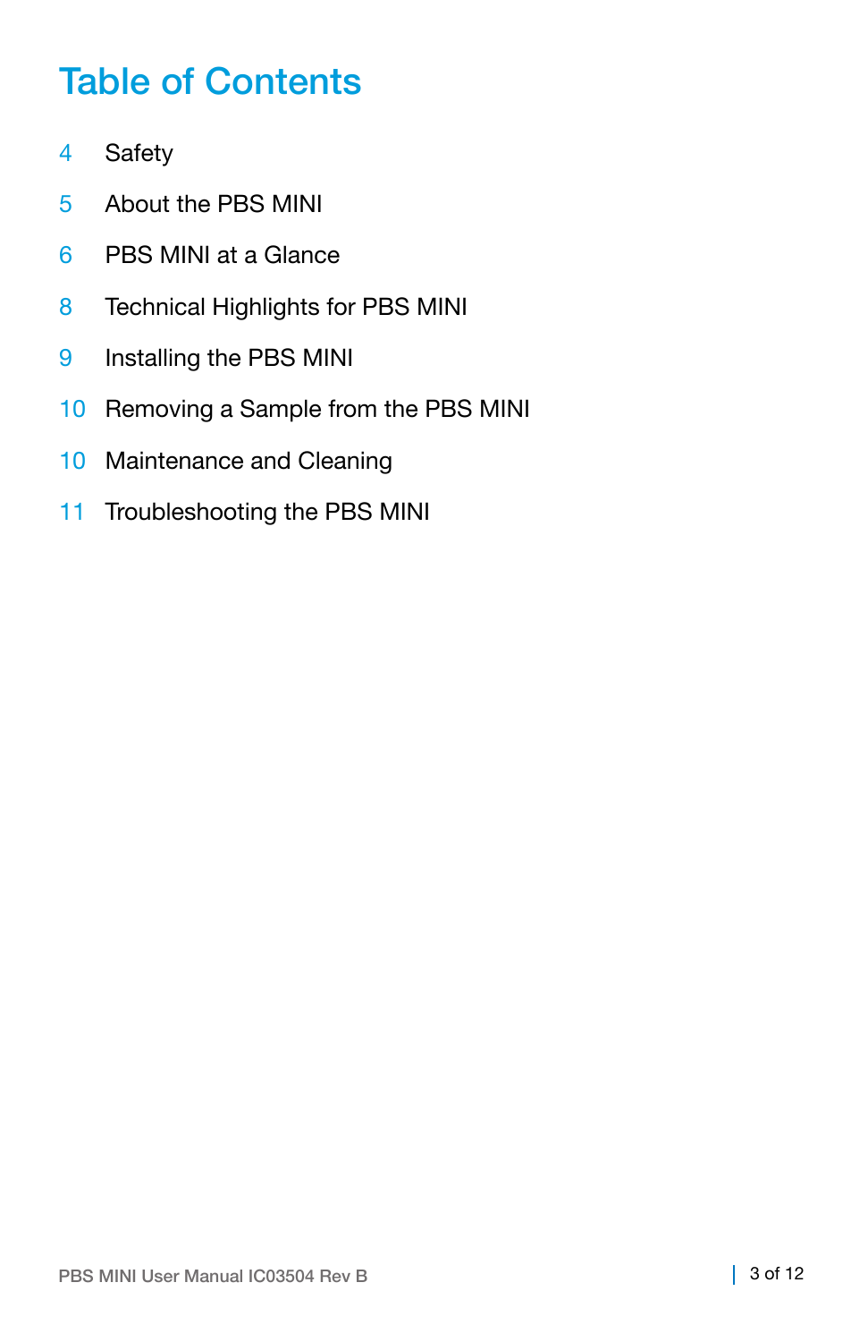# Table of Contents

4 Safety

5 About the PBS MINI

6 PBS MINI at a Glance

8 Technical Highlights for PBS MINI

9 Installing the PBS MINI

10 Removing a Sample from the PBS MINI

10 Maintenance and Cleaning

11 Troubleshooting the PBS MINI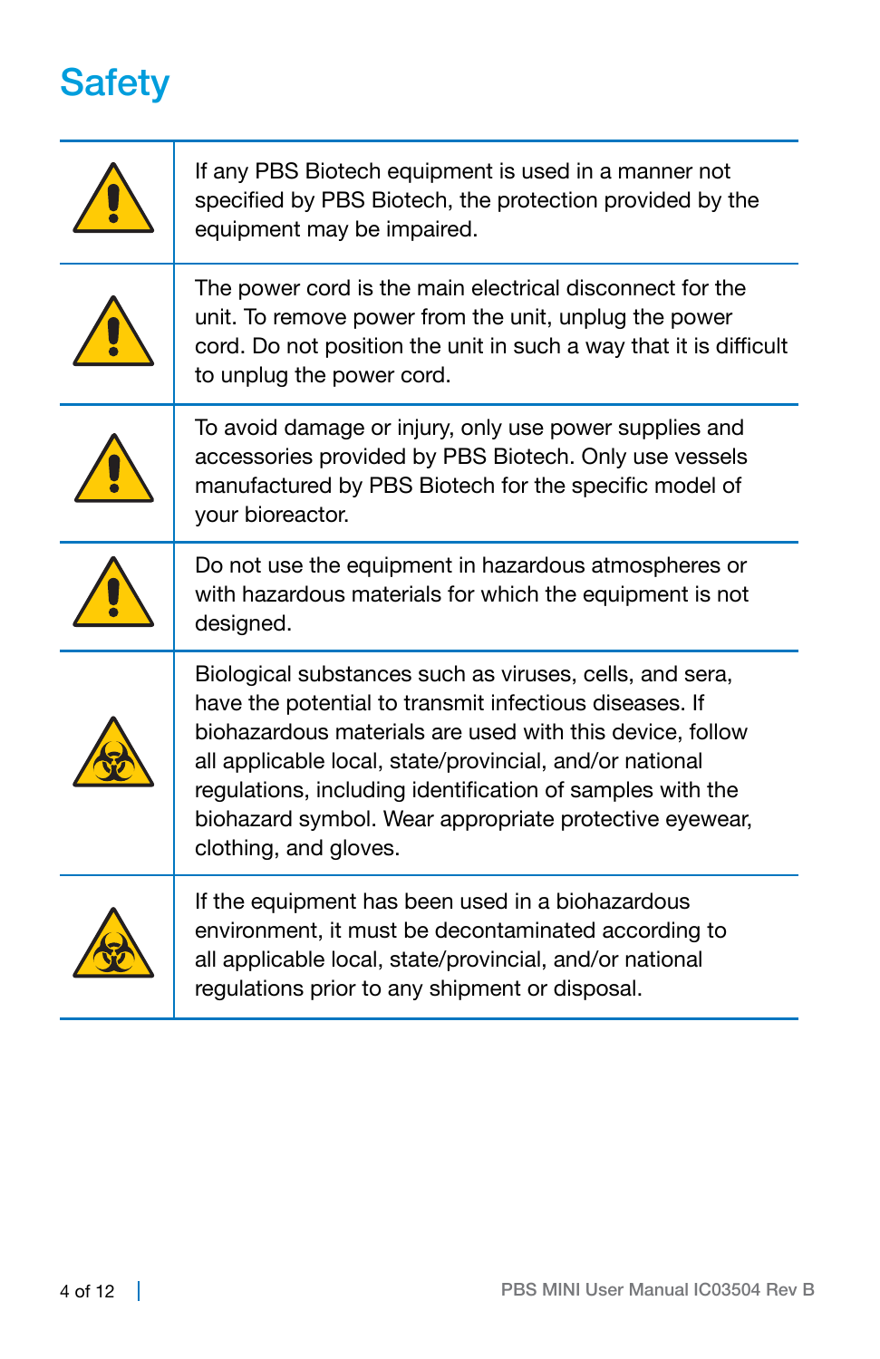# Safety

| | |
|---|---|
| ⚠ | If any PBS Biotech equipment is used in a manner not specified by PBS Biotech, the protection provided by the equipment may be impaired. |
| ⚠ | The power cord is the main electrical disconnect for the unit. To remove power from the unit, unplug the power cord. Do not position the unit in such a way that it is difficult to unplug the power cord. |
| ⚠ | To avoid damage or injury, only use power supplies and accessories provided by PBS Biotech. Only use vessels manufactured by PBS Biotech for the specific model of your bioreactor. |
| ⚠ | Do not use the equipment in hazardous atmospheres or with hazardous materials for which the equipment is not designed. |
| ☣ | Biological substances such as viruses, cells, and sera, have the potential to transmit infectious diseases. If biohazardous materials are used with this device, follow all applicable local, state/provincial, and/or national regulations, including identification of samples with the biohazard symbol. Wear appropriate protective eyewear, clothing, and gloves. |
| ☣ | If the equipment has been used in a biohazardous environment, it must be decontaminated according to all applicable local, state/provincial, and/or national regulations prior to any shipment or disposal. |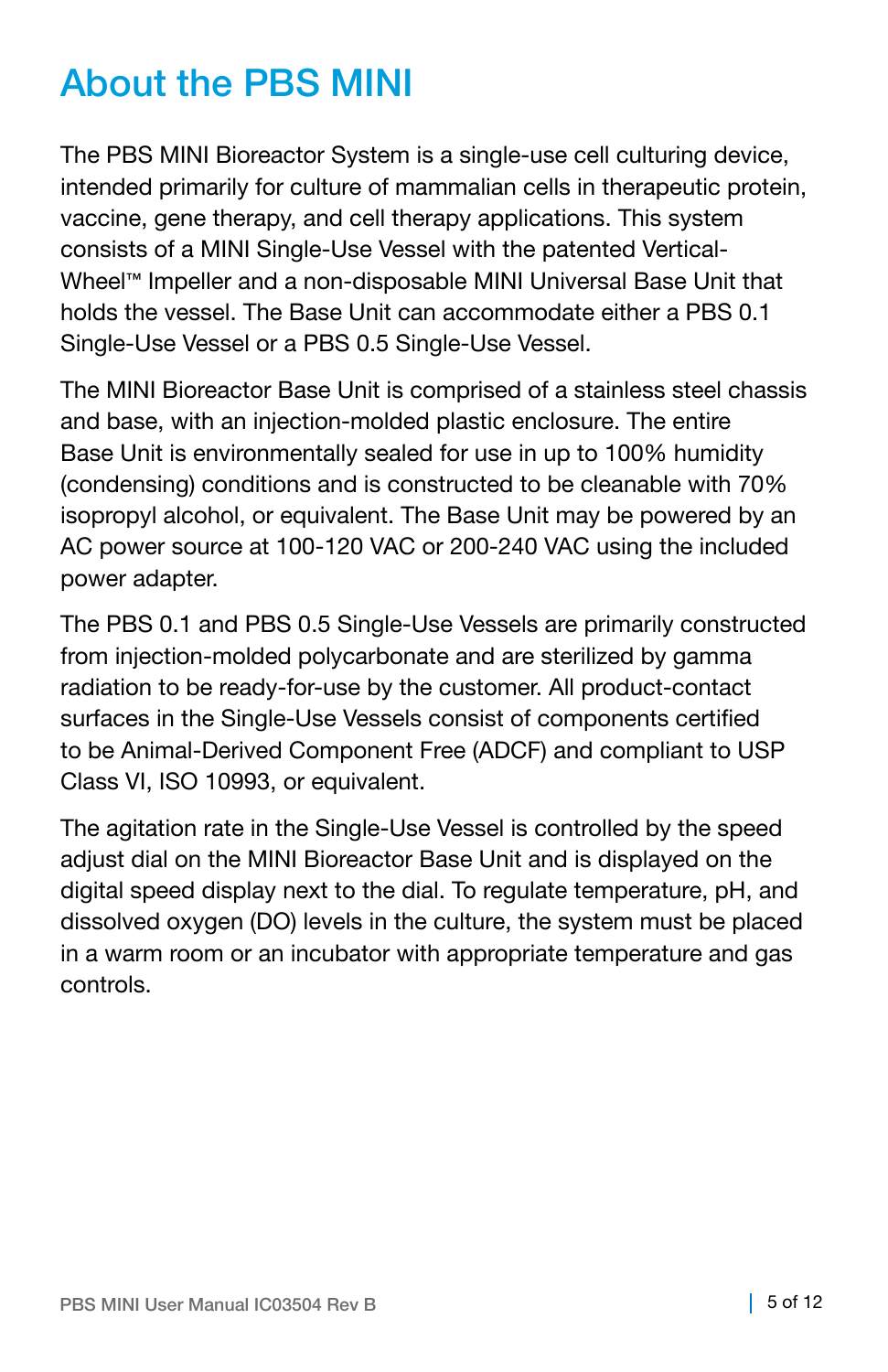# About the PBS MINI

The PBS MINI Bioreactor System is a single-use cell culturing device, intended primarily for culture of mammalian cells in therapeutic protein, vaccine, gene therapy, and cell therapy applications. This system consists of a MINI Single-Use Vessel with the patented Vertical-Wheel™ Impeller and a non-disposable MINI Universal Base Unit that holds the vessel. The Base Unit can accommodate either a PBS 0.1 Single-Use Vessel or a PBS 0.5 Single-Use Vessel.

The MINI Bioreactor Base Unit is comprised of a stainless steel chassis and base, with an injection-molded plastic enclosure. The entire Base Unit is environmentally sealed for use in up to 100% humidity (condensing) conditions and is constructed to be cleanable with 70% isopropyl alcohol, or equivalent. The Base Unit may be powered by an AC power source at 100-120 VAC or 200-240 VAC using the included power adapter.

The PBS 0.1 and PBS 0.5 Single-Use Vessels are primarily constructed from injection-molded polycarbonate and are sterilized by gamma radiation to be ready-for-use by the customer. All product-contact surfaces in the Single-Use Vessels consist of components certified to be Animal-Derived Component Free (ADCF) and compliant to USP Class VI, ISO 10993, or equivalent.

The agitation rate in the Single-Use Vessel is controlled by the speed adjust dial on the MINI Bioreactor Base Unit and is displayed on the digital speed display next to the dial. To regulate temperature, pH, and dissolved oxygen (DO) levels in the culture, the system must be placed in a warm room or an incubator with appropriate temperature and gas controls.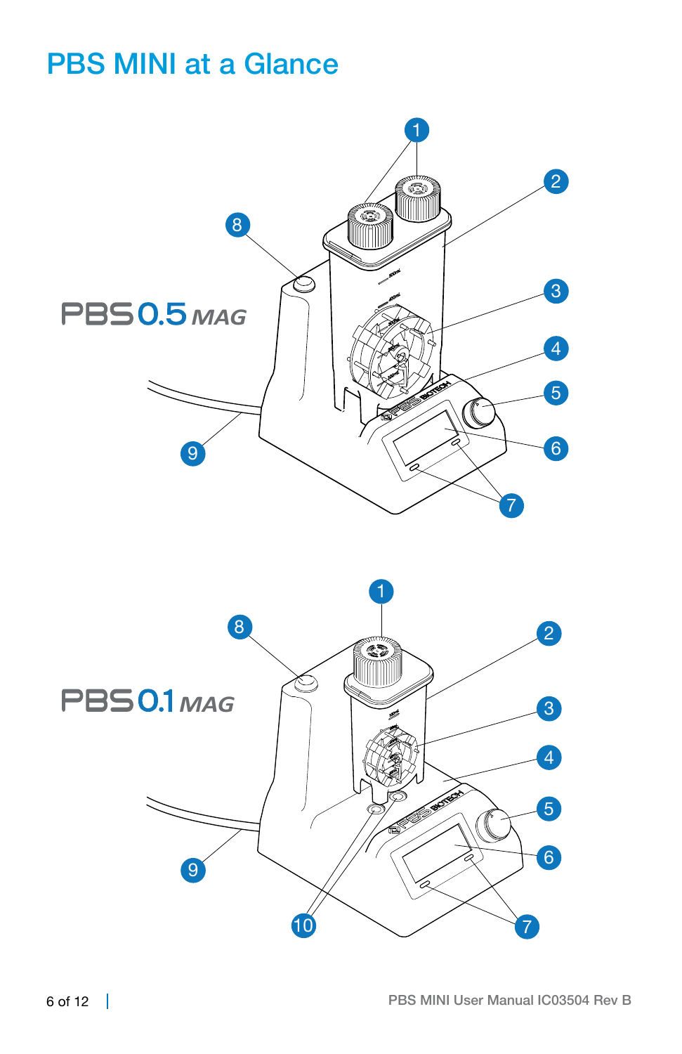# PBS MINI at a Glance

PBS 0.5 *MAG*

PBS 0.1 *MAG*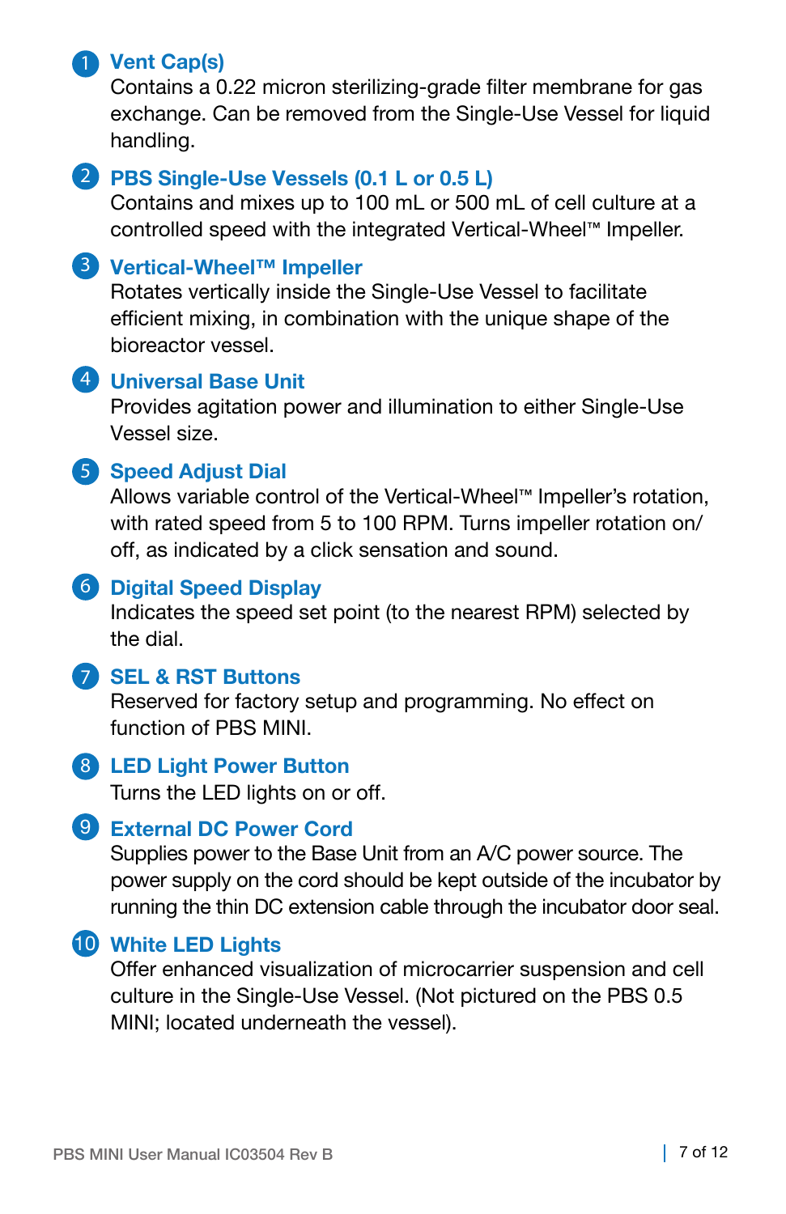1. **Vent Cap(s)**
   Contains a 0.22 micron sterilizing-grade filter membrane for gas exchange. Can be removed from the Single-Use Vessel for liquid handling.

2. **PBS Single-Use Vessels (0.1 L or 0.5 L)**
   Contains and mixes up to 100 mL or 500 mL of cell culture at a controlled speed with the integrated Vertical-Wheel™ Impeller.

3. **Vertical-Wheel™ Impeller**
   Rotates vertically inside the Single-Use Vessel to facilitate efficient mixing, in combination with the unique shape of the bioreactor vessel.

4. **Universal Base Unit**
   Provides agitation power and illumination to either Single-Use Vessel size.

5. **Speed Adjust Dial**
   Allows variable control of the Vertical-Wheel™ Impeller's rotation, with rated speed from 5 to 100 RPM. Turns impeller rotation on/off, as indicated by a click sensation and sound.

6. **Digital Speed Display**
   Indicates the speed set point (to the nearest RPM) selected by the dial.

7. **SEL & RST Buttons**
   Reserved for factory setup and programming. No effect on function of PBS MINI.

8. **LED Light Power Button**
   Turns the LED lights on or off.

9. **External DC Power Cord**
   Supplies power to the Base Unit from an A/C power source. The power supply on the cord should be kept outside of the incubator by running the thin DC extension cable through the incubator door seal.

10. **White LED Lights**
    Offer enhanced visualization of microcarrier suspension and cell culture in the Single-Use Vessel. (Not pictured on the PBS 0.5 MINI; located underneath the vessel).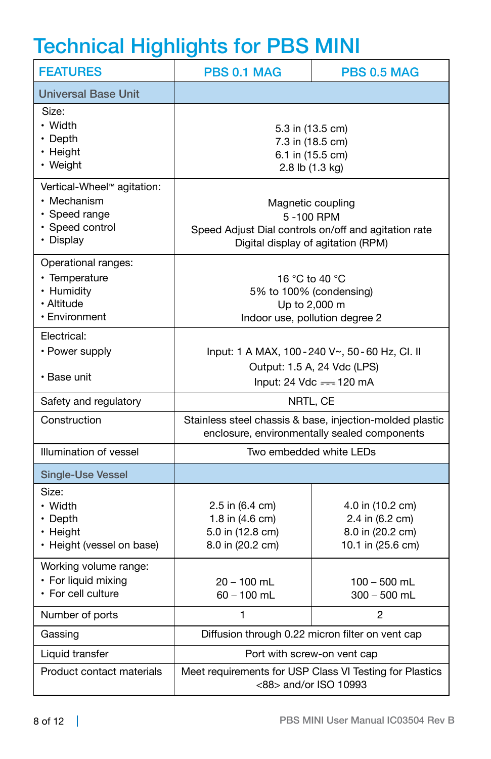# Technical Highlights for PBS MINI

| FEATURES | PBS 0.1 MAG | PBS 0.5 MAG |
|---|---|---|
| **Universal Base Unit** | | |
| Size:<br>• Width<br>• Depth<br>• Height<br>• Weight | 5.3 in (13.5 cm)<br>7.3 in (18.5 cm)<br>6.1 in (15.5 cm)<br>2.8 lb (1.3 kg) | |
| Vertical-Wheel™ agitation:<br>• Mechanism<br>• Speed range<br>• Speed control<br>• Display | Magnetic coupling<br>5 -100 RPM<br>Speed Adjust Dial controls on/off and agitation rate<br>Digital display of agitation (RPM) | |
| Operational ranges:<br>• Temperature<br>• Humidity<br>• Altitude<br>• Environment | 16 °C to 40 °C<br>5% to 100% (condensing)<br>Up to 2,000 m<br>Indoor use, pollution degree 2 | |
| Electrical:<br>• Power supply<br><br>• Base unit | Input: 1 A MAX, 100 - 240 V~, 50 - 60 Hz, Cl. II<br>Output: 1.5 A, 24 Vdc (LPS)<br>Input: 24 Vdc ⎓ 120 mA | |
| Safety and regulatory | NRTL, CE | |
| Construction | Stainless steel chassis & base, injection-molded plastic enclosure, environmentally sealed components | |
| Illumination of vessel | Two embedded white LEDs | |
| **Single-Use Vessel** | | |
| Size:<br>• Width<br>• Depth<br>• Height<br>• Height (vessel on base) | 2.5 in (6.4 cm)<br>1.8 in (4.6 cm)<br>5.0 in (12.8 cm)<br>8.0 in (20.2 cm) | 4.0 in (10.2 cm)<br>2.4 in (6.2 cm)<br>8.0 in (20.2 cm)<br>10.1 in (25.6 cm) |
| Working volume range:<br>• For liquid mixing<br>• For cell culture | 20 – 100 mL<br>60 – 100 mL | 100 – 500 mL<br>300 – 500 mL |
| Number of ports | 1 | 2 |
| Gassing | Diffusion through 0.22 micron filter on vent cap | |
| Liquid transfer | Port with screw-on vent cap | |
| Product contact materials | Meet requirements for USP Class VI Testing for Plastics <88> and/or ISO 10993 | |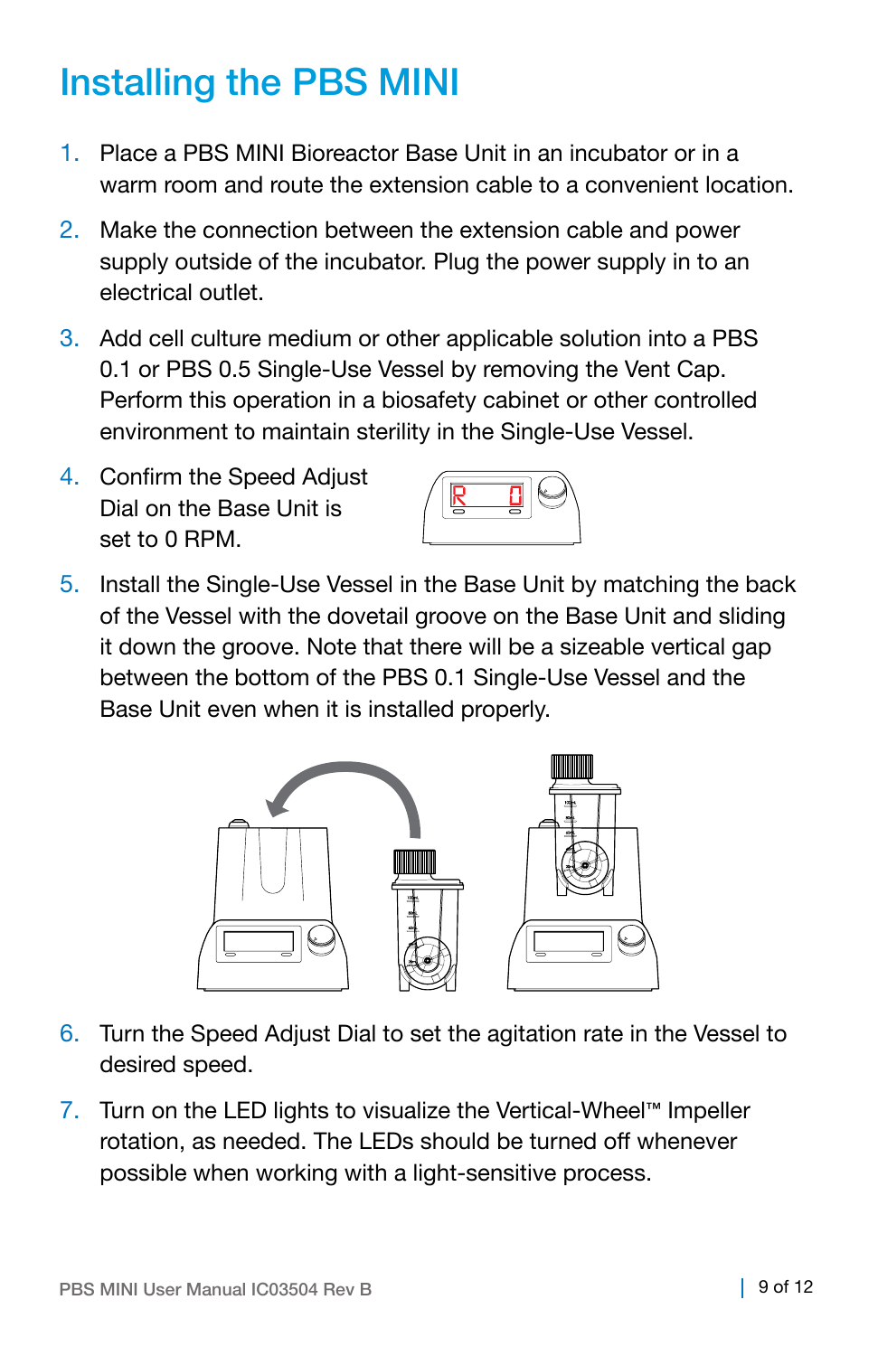# Installing the PBS MINI

1. Place a PBS MINI Bioreactor Base Unit in an incubator or in a warm room and route the extension cable to a convenient location.
2. Make the connection between the extension cable and power supply outside of the incubator. Plug the power supply in to an electrical outlet.
3. Add cell culture medium or other applicable solution into a PBS 0.1 or PBS 0.5 Single-Use Vessel by removing the Vent Cap. Perform this operation in a biosafety cabinet or other controlled environment to maintain sterility in the Single-Use Vessel.
4. Confirm the Speed Adjust Dial on the Base Unit is set to 0 RPM.
5. Install the Single-Use Vessel in the Base Unit by matching the back of the Vessel with the dovetail groove on the Base Unit and sliding it down the groove. Note that there will be a sizeable vertical gap between the bottom of the PBS 0.1 Single-Use Vessel and the Base Unit even when it is installed properly.
6. Turn the Speed Adjust Dial to set the agitation rate in the Vessel to desired speed.
7. Turn on the LED lights to visualize the Vertical-Wheel™ Impeller rotation, as needed. The LEDs should be turned off whenever possible when working with a light-sensitive process.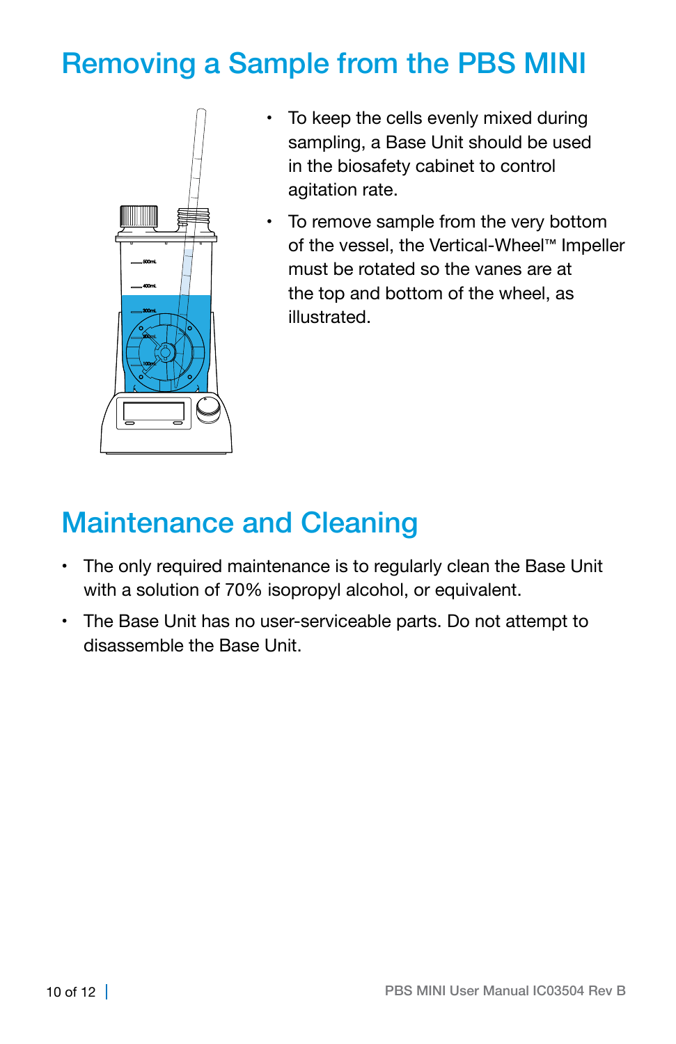# Removing a Sample from the PBS MINI

- To keep the cells evenly mixed during sampling, a Base Unit should be used in the biosafety cabinet to control agitation rate.
- To remove sample from the very bottom of the vessel, the Vertical-Wheel™ Impeller must be rotated so the vanes are at the top and bottom of the wheel, as illustrated.

# Maintenance and Cleaning

- The only required maintenance is to regularly clean the Base Unit with a solution of 70% isopropyl alcohol, or equivalent.
- The Base Unit has no user-serviceable parts. Do not attempt to disassemble the Base Unit.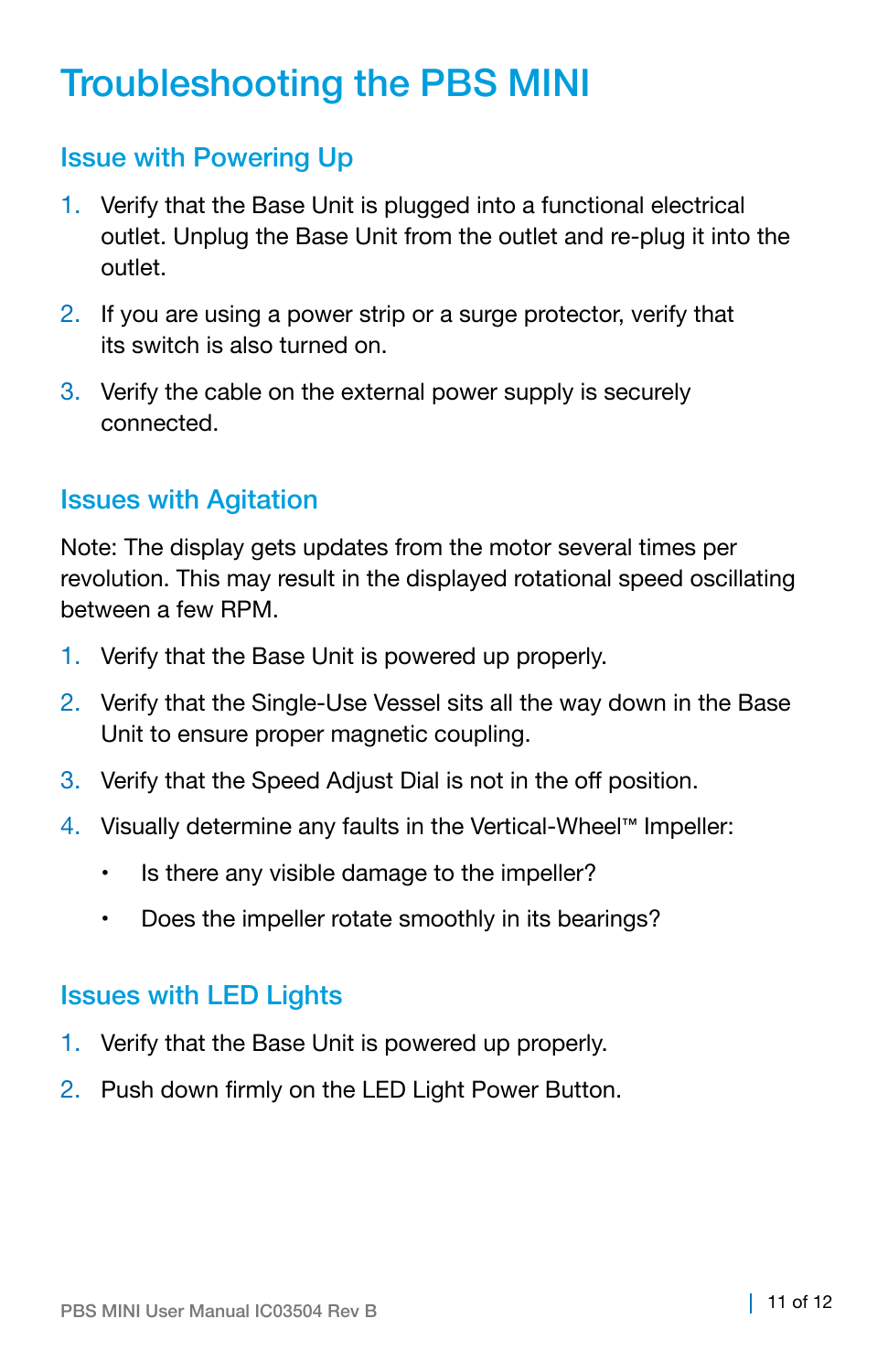# Troubleshooting the PBS MINI

## Issue with Powering Up

1. Verify that the Base Unit is plugged into a functional electrical outlet. Unplug the Base Unit from the outlet and re-plug it into the outlet.
2. If you are using a power strip or a surge protector, verify that its switch is also turned on.
3. Verify the cable on the external power supply is securely connected.

## Issues with Agitation

Note: The display gets updates from the motor several times per revolution. This may result in the displayed rotational speed oscillating between a few RPM.

1. Verify that the Base Unit is powered up properly.
2. Verify that the Single-Use Vessel sits all the way down in the Base Unit to ensure proper magnetic coupling.
3. Verify that the Speed Adjust Dial is not in the off position.
4. Visually determine any faults in the Vertical-Wheel™ Impeller:
   - Is there any visible damage to the impeller?
   - Does the impeller rotate smoothly in its bearings?

## Issues with LED Lights

1. Verify that the Base Unit is powered up properly.
2. Push down firmly on the LED Light Power Button.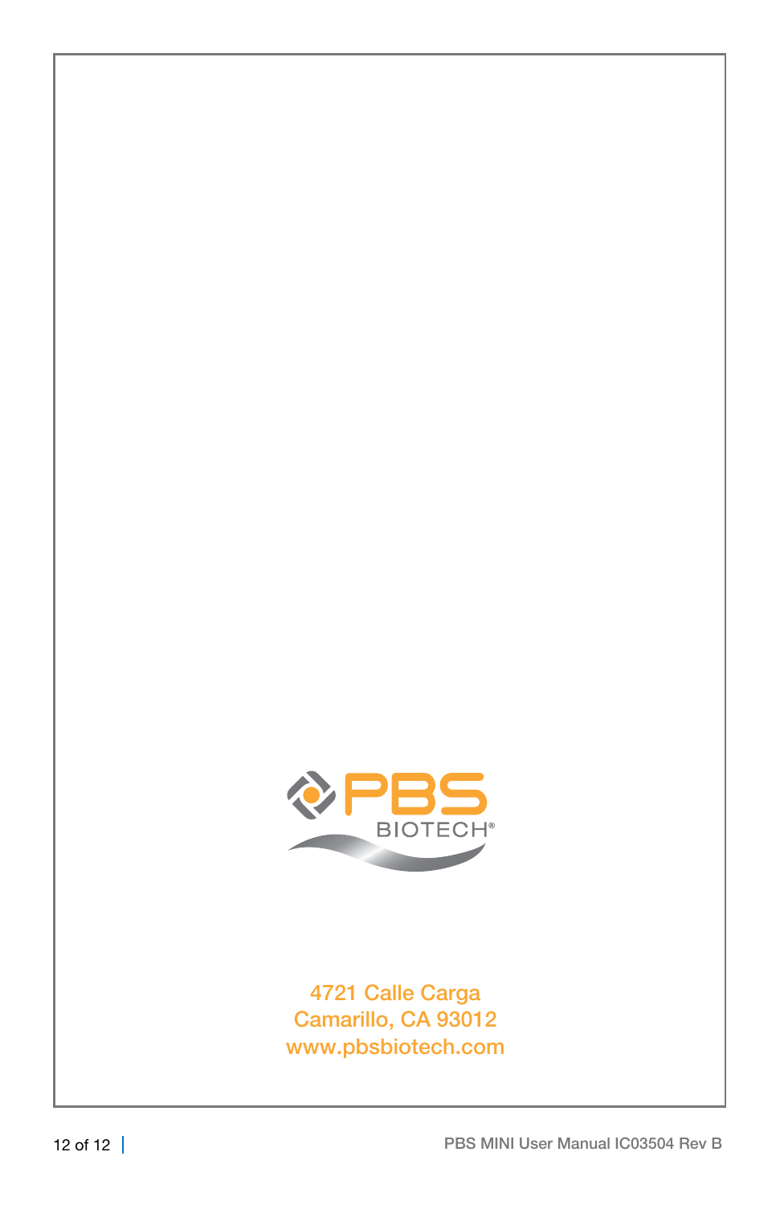PBS BIOTECH®

4721 Calle Carga
Camarillo, CA 93012
www.pbsbiotech.com